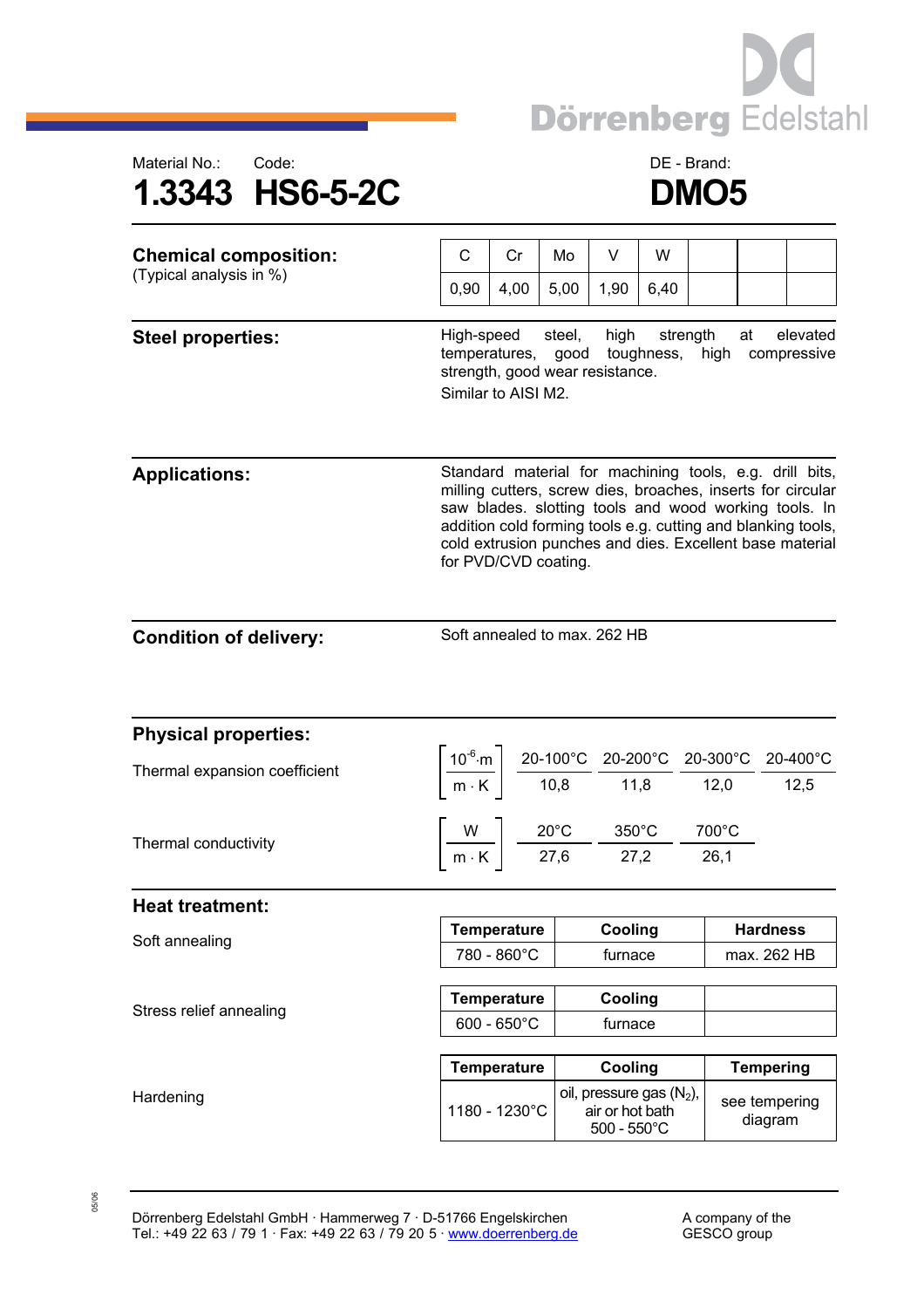Material No.: **1.3343** Code: **HS6-5-2C**

DE - Brand: **DMO5**

## Chemical composition:
(Typical analysis in %)

| C | Cr | Mo | V | W | | | |
|---|---|---|---|---|---|---|---|
| 0,90 | 4,00 | 5,00 | 1,90 | 6,40 | | | |

## Steel properties:

High-speed steel, high strength at elevated temperatures, good toughness, high compressive strength, good wear resistance.

Similar to AISI M2.

## Applications:

Standard material for machining tools, e.g. drill bits, milling cutters, screw dies, broaches, inserts for circular saw blades. slotting tools and wood working tools. In addition cold forming tools e.g. cutting and blanking tools, cold extrusion punches and dies. Excellent base material for PVD/CVD coating.

## Condition of delivery:

Soft annealed to max. 262 HB

## Physical properties:

Thermal expansion coefficient

| $\left[\frac{10^{-6} \cdot m}{m \cdot K}\right]$ | 20-100°C | 20-200°C | 20-300°C | 20-400°C |
|---|---|---|---|---|
| | 10,8 | 11,8 | 12,0 | 12,5 |

Thermal conductivity

| $\left[\frac{W}{m \cdot K}\right]$ | 20°C | 350°C | 700°C |
|---|---|---|---|
| | 27,6 | 27,2 | 26,1 |

## Heat treatment:

Soft annealing

| Temperature | Cooling | Hardness |
|---|---|---|
| 780 - 860°C | furnace | max. 262 HB |

Stress relief annealing

| Temperature | Cooling | |
|---|---|---|
| 600 - 650°C | furnace | |

Hardening

| Temperature | Cooling | Tempering |
|---|---|---|
| 1180 - 1230°C | oil, pressure gas ($N_2$), air or hot bath 500 - 550°C | see tempering diagram |

Dörrenberg Edelstahl GmbH · Hammerweg 7 · D-51766 Engelskirchen
Tel.: +49 22 63 / 79 1 · Fax: +49 22 63 / 79 20 5 · www.doerrenberg.de

A company of the GESCO group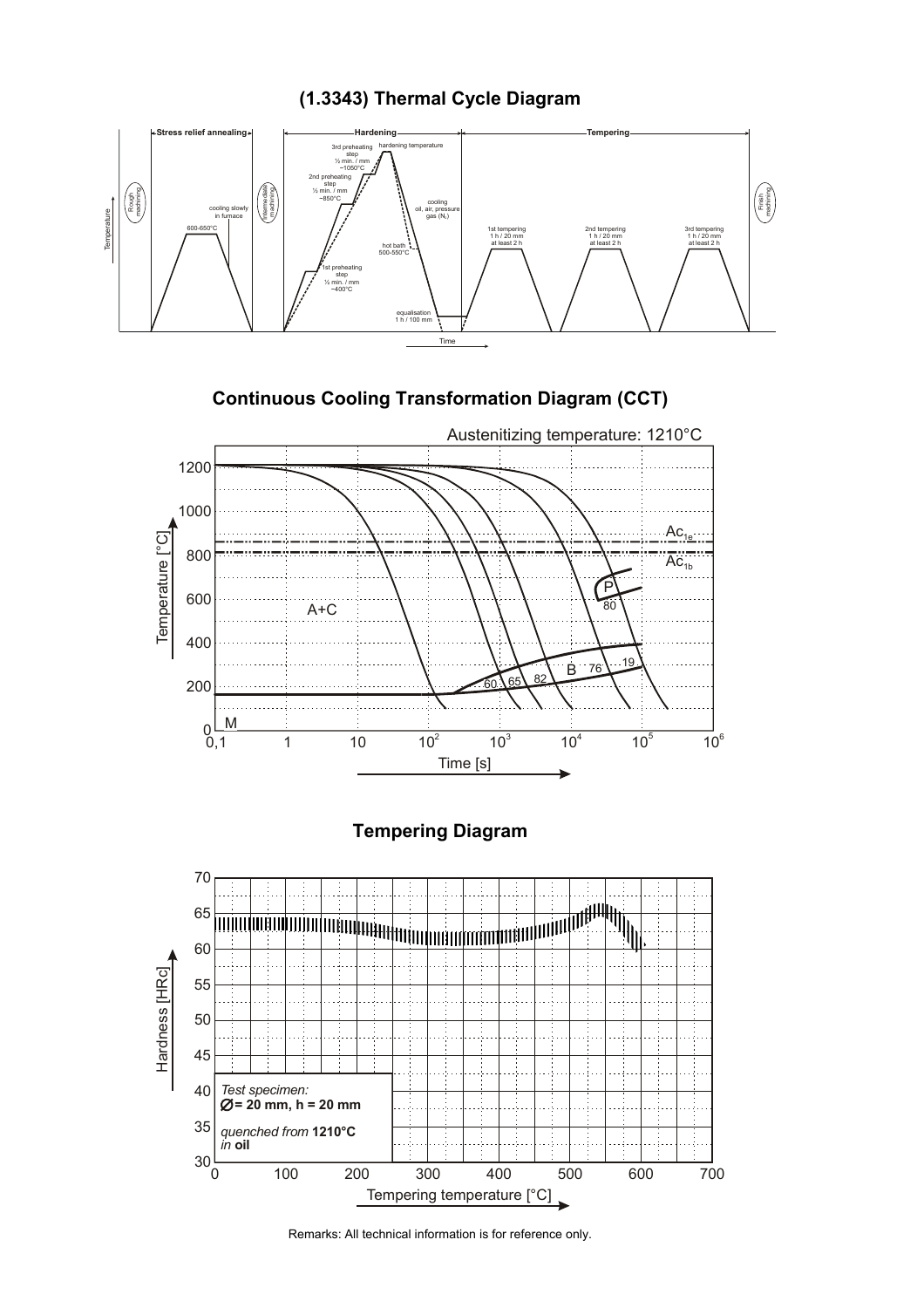## (1.3343) Thermal Cycle Diagram

Stress relief annealing

Hardening

Tempering

Temperature

Rough machining

600-650°C

cooling slowly in furnace

Intermediate machining

1st preheating step ½ min. / mm ~400°C

2nd preheating step ½ min. / mm ~850°C

3rd preheating step ½ min. / mm ~1050°C

hardening temperature

cooling oil, air, pressure gas ($N_2$)

hot bath 500-550°C

equalisation 1 h / 100 mm

1st tempering 1 h / 20 mm at least 2 h

2nd tempering 1 h / 20 mm at least 2 h

3rd tempering 1 h / 20 mm at least 2 h

Finish machining

Time

## Continuous Cooling Transformation Diagram (CCT)

Austenitizing temperature: 1210°C

Temperature [°C]

1200

1000

800

600

400

200

0

$Ac_{1e}$

$Ac_{1b}$

P

80

A+C

B

76

19

60

65

82

M

0,1

1

10

$10^2$

$10^3$

$10^4$

$10^5$

$10^6$

Time [s]

## Tempering Diagram

Hardness [HRc]

70

65

60

55

50

45

40

35

30

*Test specimen:*
**Ø = 20 mm, h = 20 mm**

*quenched from* **1210°C**
*in* **oil**

0

100

200

300

400

500

600

700

Tempering temperature [°C]

Remarks: All technical information is for reference only.